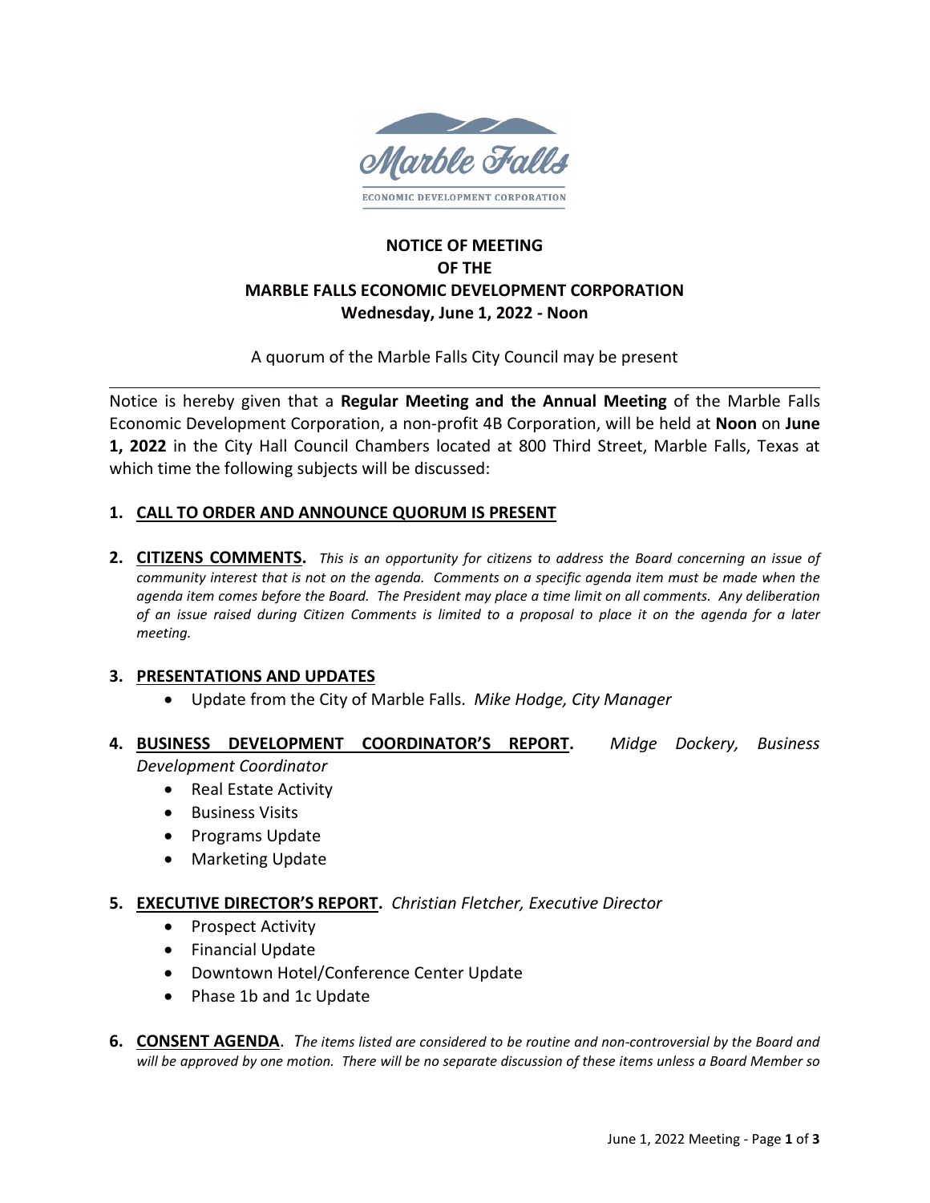# NOTICE OF MEETING OF THE MARBLE FALLS ECONOMIC DEVELOPMENT CORPORATION

**Wednesday, June 1, 2022 - Noon**

A quorum of the Marble Falls City Council may be present

---

Notice is hereby given that a **Regular Meeting and the Annual Meeting** of the Marble Falls Economic Development Corporation, a non-profit 4B Corporation, will be held at **Noon** on **June 1, 2022** in the City Hall Council Chambers located at 800 Third Street, Marble Falls, Texas at which time the following subjects will be discussed:

**1. CALL TO ORDER AND ANNOUNCE QUORUM IS PRESENT**

**2. CITIZENS COMMENTS.** *This is an opportunity for citizens to address the Board concerning an issue of community interest that is not on the agenda. Comments on a specific agenda item must be made when the agenda item comes before the Board. The President may place a time limit on all comments. Any deliberation of an issue raised during Citizen Comments is limited to a proposal to place it on the agenda for a later meeting.*

**3. PRESENTATIONS AND UPDATES**

- Update from the City of Marble Falls. *Mike Hodge, City Manager*

**4. BUSINESS DEVELOPMENT COORDINATOR'S REPORT.** *Midge Dockery, Business Development Coordinator*

- Real Estate Activity
- Business Visits
- Programs Update
- Marketing Update

**5. EXECUTIVE DIRECTOR'S REPORT.** *Christian Fletcher, Executive Director*

- Prospect Activity
- Financial Update
- Downtown Hotel/Conference Center Update
- Phase 1b and 1c Update

**6. CONSENT AGENDA.** *The items listed are considered to be routine and non-controversial by the Board and will be approved by one motion. There will be no separate discussion of these items unless a Board Member so*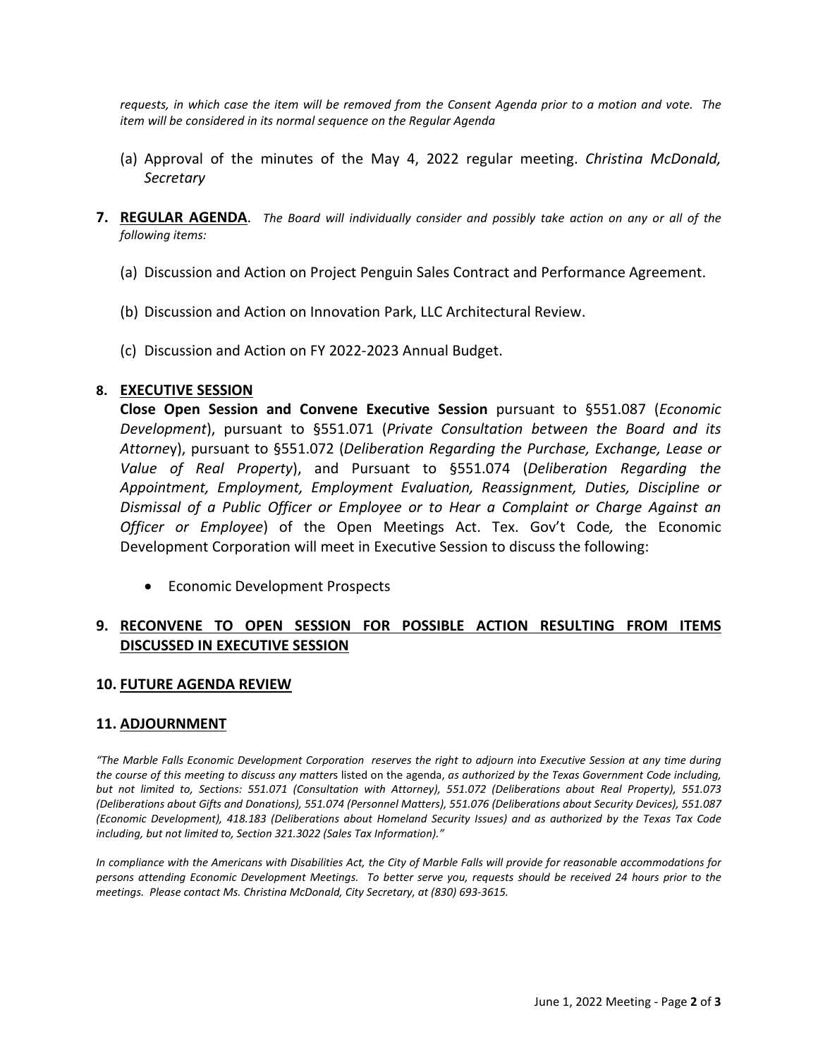*requests, in which case the item will be removed from the Consent Agenda prior to a motion and vote. The item will be considered in its normal sequence on the Regular Agenda*

(a) Approval of the minutes of the May 4, 2022 regular meeting. *Christina McDonald, Secretary*

**7. REGULAR AGENDA**. *The Board will individually consider and possibly take action on any or all of the following items:*

(a) Discussion and Action on Project Penguin Sales Contract and Performance Agreement.

(b) Discussion and Action on Innovation Park, LLC Architectural Review.

(c) Discussion and Action on FY 2022-2023 Annual Budget.

**8. EXECUTIVE SESSION**

**Close Open Session and Convene Executive Session** pursuant to §551.087 (*Economic Development*), pursuant to §551.071 (*Private Consultation between the Board and its Attorne*y), pursuant to §551.072 (*Deliberation Regarding the Purchase, Exchange, Lease or Value of Real Property*), and Pursuant to §551.074 (*Deliberation Regarding the Appointment, Employment, Employment Evaluation, Reassignment, Duties, Discipline or Dismissal of a Public Officer or Employee or to Hear a Complaint or Charge Against an Officer or Employee*) of the Open Meetings Act. Tex. Gov't Code*,* the Economic Development Corporation will meet in Executive Session to discuss the following:

- Economic Development Prospects

**9. RECONVENE TO OPEN SESSION FOR POSSIBLE ACTION RESULTING FROM ITEMS DISCUSSED IN EXECUTIVE SESSION**

**10. FUTURE AGENDA REVIEW**

**11. ADJOURNMENT**

*"The Marble Falls Economic Development Corporation reserves the right to adjourn into Executive Session at any time during the course of this meeting to discuss any matters* listed on the agenda, *as authorized by the Texas Government Code including, but not limited to, Sections: 551.071 (Consultation with Attorney), 551.072 (Deliberations about Real Property), 551.073 (Deliberations about Gifts and Donations), 551.074 (Personnel Matters), 551.076 (Deliberations about Security Devices), 551.087 (Economic Development), 418.183 (Deliberations about Homeland Security Issues) and as authorized by the Texas Tax Code including, but not limited to, Section 321.3022 (Sales Tax Information)."*

*In compliance with the Americans with Disabilities Act, the City of Marble Falls will provide for reasonable accommodations for persons attending Economic Development Meetings. To better serve you, requests should be received 24 hours prior to the meetings. Please contact Ms. Christina McDonald, City Secretary, at (830) 693-3615.*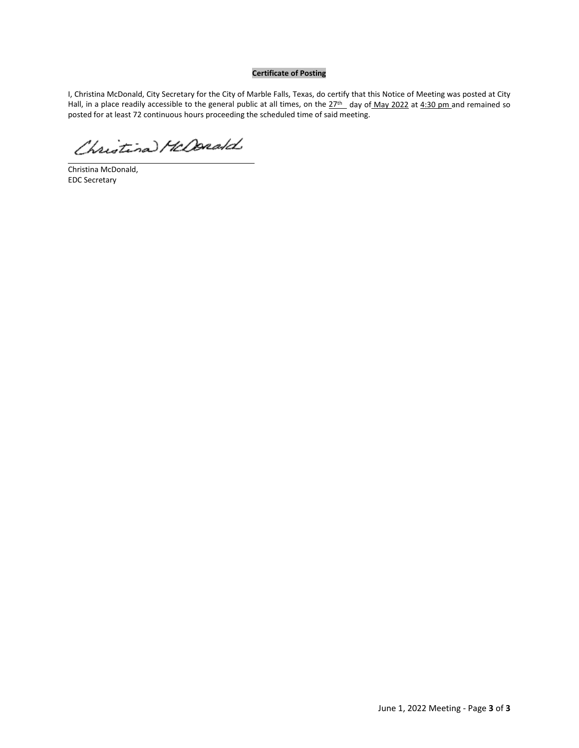**Certificate of Posting**

I, Christina McDonald, City Secretary for the City of Marble Falls, Texas, do certify that this Notice of Meeting was posted at City Hall, in a place readily accessible to the general public at all times, on the 27th day of May 2022 at 4:30 pm and remained so posted for at least 72 continuous hours proceeding the scheduled time of said meeting.

Christina McDonald

Christina McDonald,
EDC Secretary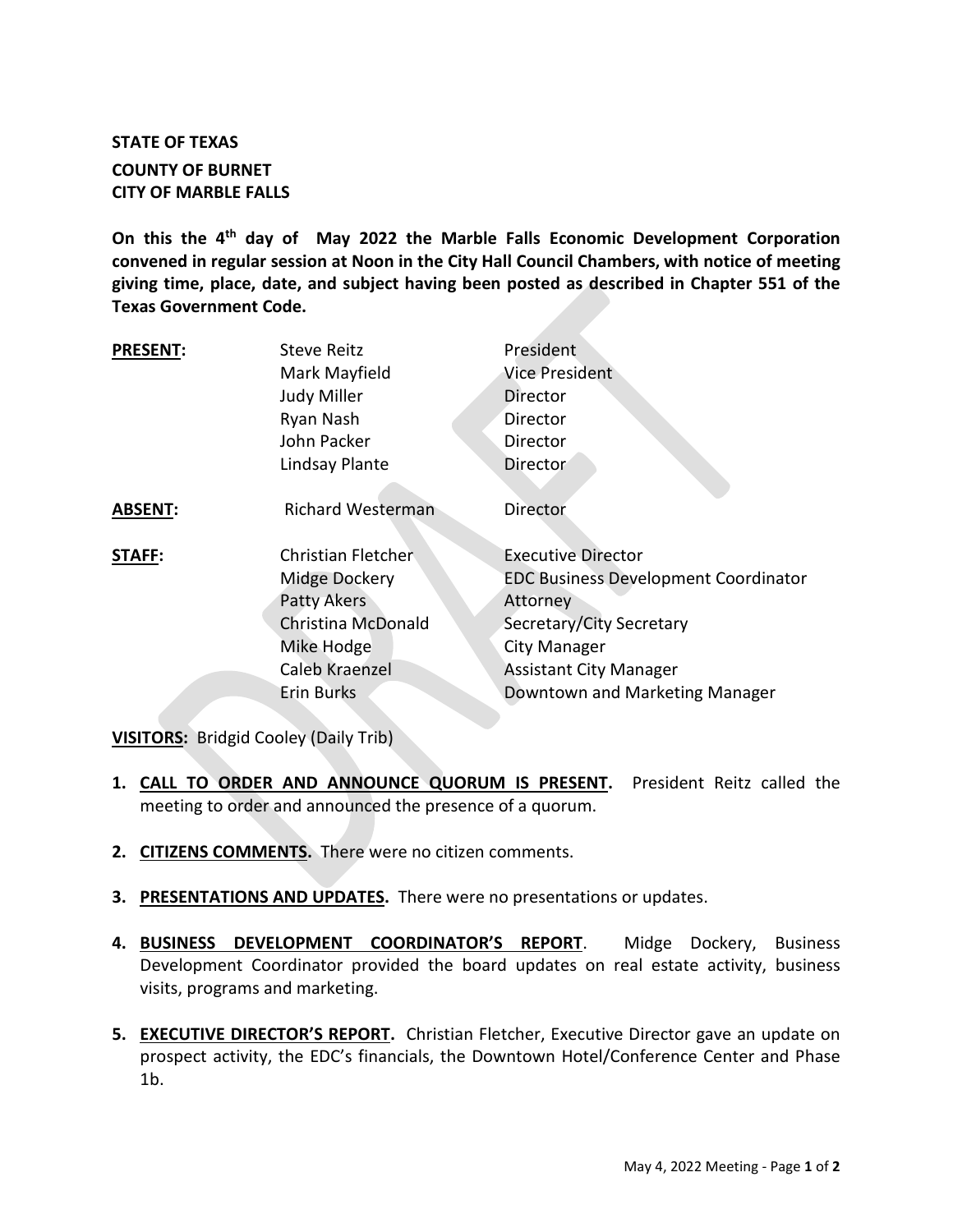**STATE OF TEXAS**

**COUNTY OF BURNET**
**CITY OF MARBLE FALLS**

**On this the 4th day of May 2022 the Marble Falls Economic Development Corporation convened in regular session at Noon in the City Hall Council Chambers, with notice of meeting giving time, place, date, and subject having been posted as described in Chapter 551 of the Texas Government Code.**

| | | |
|---|---|---|
| **PRESENT:** | Steve Reitz | President |
| | Mark Mayfield | Vice President |
| | Judy Miller | Director |
| | Ryan Nash | Director |
| | John Packer | Director |
| | Lindsay Plante | Director |
| **ABSENT:** | Richard Westerman | Director |
| **STAFF:** | Christian Fletcher | Executive Director |
| | Midge Dockery | EDC Business Development Coordinator |
| | Patty Akers | Attorney |
| | Christina McDonald | Secretary/City Secretary |
| | Mike Hodge | City Manager |
| | Caleb Kraenzel | Assistant City Manager |
| | Erin Burks | Downtown and Marketing Manager |

**VISITORS:** Bridgid Cooley (Daily Trib)

1. **CALL TO ORDER AND ANNOUNCE QUORUM IS PRESENT.** President Reitz called the meeting to order and announced the presence of a quorum.

2. **CITIZENS COMMENTS.** There were no citizen comments.

3. **PRESENTATIONS AND UPDATES.** There were no presentations or updates.

4. **BUSINESS DEVELOPMENT COORDINATOR'S REPORT**. Midge Dockery, Business Development Coordinator provided the board updates on real estate activity, business visits, programs and marketing.

5. **EXECUTIVE DIRECTOR'S REPORT.** Christian Fletcher, Executive Director gave an update on prospect activity, the EDC's financials, the Downtown Hotel/Conference Center and Phase 1b.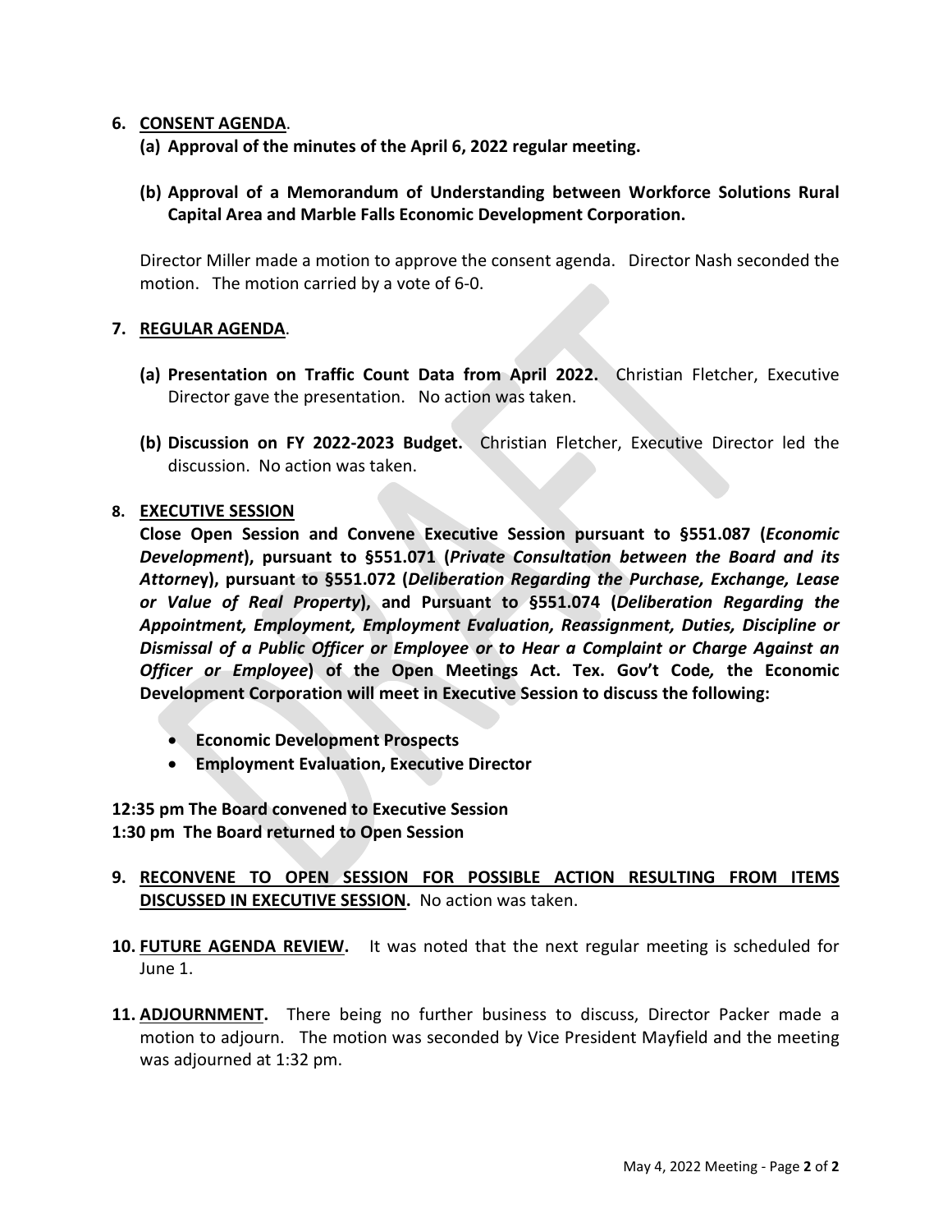6. **CONSENT AGENDA**.

   **(a) Approval of the minutes of the April 6, 2022 regular meeting.**

   **(b) Approval of a Memorandum of Understanding between Workforce Solutions Rural Capital Area and Marble Falls Economic Development Corporation.**

   Director Miller made a motion to approve the consent agenda. Director Nash seconded the motion. The motion carried by a vote of 6-0.

7. **REGULAR AGENDA**.

   **(a) Presentation on Traffic Count Data from April 2022.** Christian Fletcher, Executive Director gave the presentation. No action was taken.

   **(b) Discussion on FY 2022-2023 Budget.** Christian Fletcher, Executive Director led the discussion. No action was taken.

8. **EXECUTIVE SESSION**

   **Close Open Session and Convene Executive Session pursuant to §551.087 (*Economic Development*), pursuant to §551.071 (*Private Consultation between the Board and its Attorney*), pursuant to §551.072 (*Deliberation Regarding the Purchase, Exchange, Lease or Value of Real Property*), and Pursuant to §551.074 (*Deliberation Regarding the Appointment, Employment, Employment Evaluation, Reassignment, Duties, Discipline or Dismissal of a Public Officer or Employee or to Hear a Complaint or Charge Against an Officer or Employee*) of the Open Meetings Act. Tex. Gov't Code, the Economic Development Corporation will meet in Executive Session to discuss the following:**

   - **Economic Development Prospects**
   - **Employment Evaluation, Executive Director**

**12:35 pm The Board convened to Executive Session**
**1:30 pm The Board returned to Open Session**

9. **RECONVENE TO OPEN SESSION FOR POSSIBLE ACTION RESULTING FROM ITEMS DISCUSSED IN EXECUTIVE SESSION.** No action was taken.

10. **FUTURE AGENDA REVIEW.** It was noted that the next regular meeting is scheduled for June 1.

11. **ADJOURNMENT.** There being no further business to discuss, Director Packer made a motion to adjourn. The motion was seconded by Vice President Mayfield and the meeting was adjourned at 1:32 pm.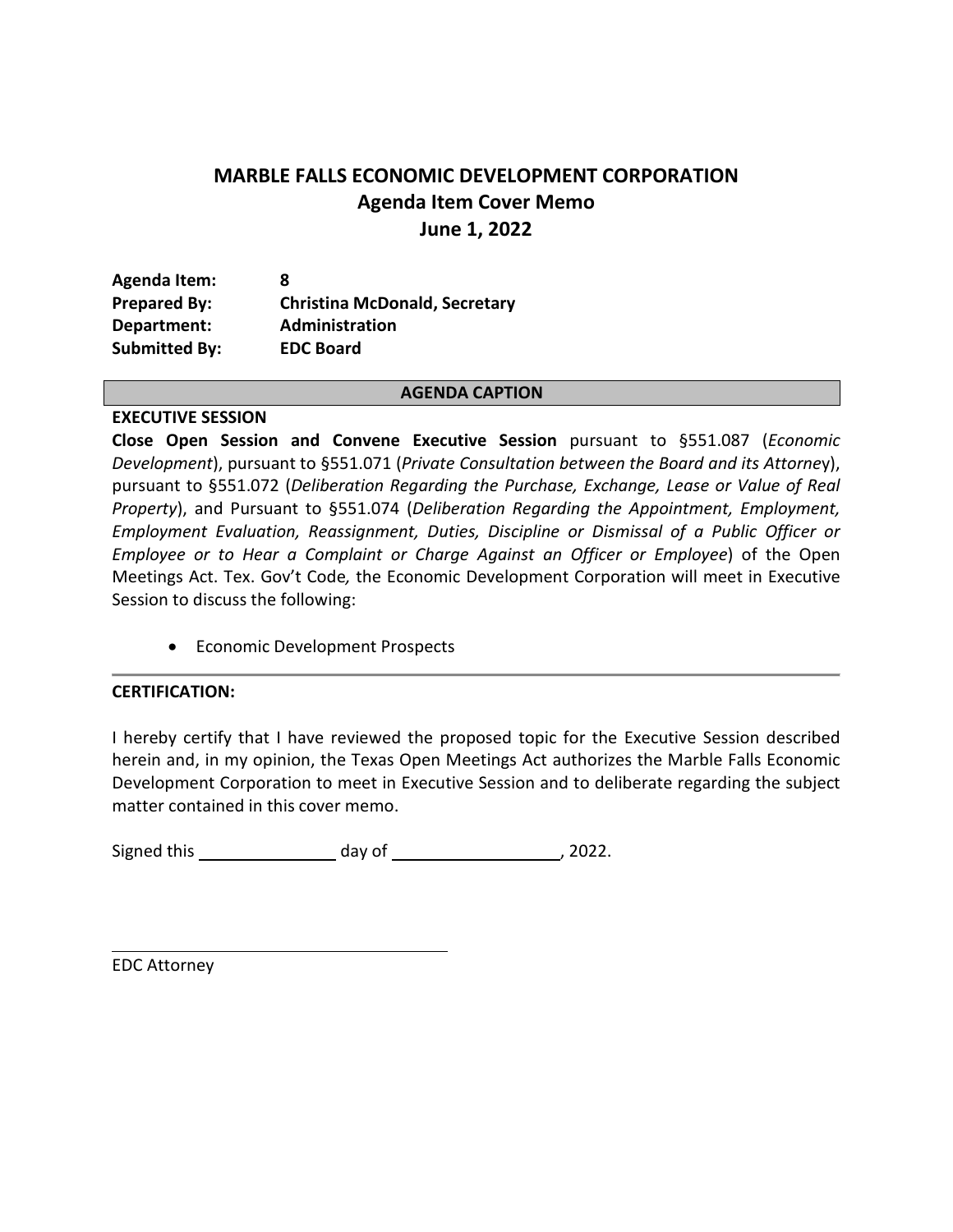# MARBLE FALLS ECONOMIC DEVELOPMENT CORPORATION
## Agenda Item Cover Memo
## June 1, 2022

**Agenda Item:** **8**
**Prepared By:** **Christina McDonald, Secretary**
**Department:** **Administration**
**Submitted By:** **EDC Board**

| **AGENDA CAPTION** |
|---|

**EXECUTIVE SESSION**

**Close Open Session and Convene Executive Session** pursuant to §551.087 (*Economic Development*), pursuant to §551.071 (*Private Consultation between the Board and its Attorney*), pursuant to §551.072 (*Deliberation Regarding the Purchase, Exchange, Lease or Value of Real Property*), and Pursuant to §551.074 (*Deliberation Regarding the Appointment, Employment, Employment Evaluation, Reassignment, Duties, Discipline or Dismissal of a Public Officer or Employee or to Hear a Complaint or Charge Against an Officer or Employee*) of the Open Meetings Act. Tex. Gov't Code*,* the Economic Development Corporation will meet in Executive Session to discuss the following:

- Economic Development Prospects

---

**CERTIFICATION:**

I hereby certify that I have reviewed the proposed topic for the Executive Session described herein and, in my opinion, the Texas Open Meetings Act authorizes the Marble Falls Economic Development Corporation to meet in Executive Session and to deliberate regarding the subject matter contained in this cover memo.

Signed this ______________ day of __________________, 2022.

______________________________________
EDC Attorney